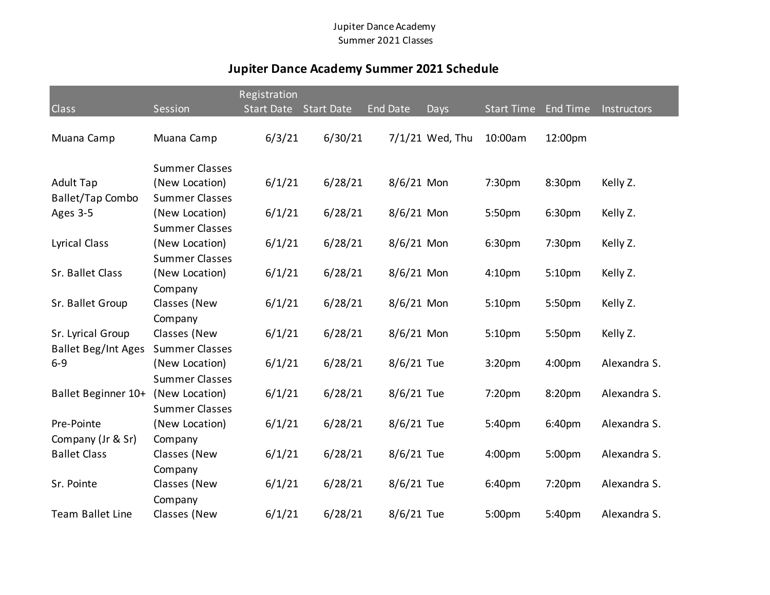Jupiter Dance Academy
Summer 2021 Classes

## Jupiter Dance Academy Summer 2021 Schedule

| Class | Session | Registration Start Date | Start Date | End Date | Days | Start Time | End Time | Instructors |
|---|---|---|---|---|---|---|---|---|
| Muana Camp | Muana Camp | 6/3/21 | 6/30/21 | 7/1/21 | Wed, Thu | 10:00am | 12:00pm | |
| Adult Tap | Summer Classes (New Location) | 6/1/21 | 6/28/21 | 8/6/21 | Mon | 7:30pm | 8:30pm | Kelly Z. |
| Ballet/Tap Combo Ages 3-5 | Summer Classes (New Location) | 6/1/21 | 6/28/21 | 8/6/21 | Mon | 5:50pm | 6:30pm | Kelly Z. |
| Lyrical Class | Summer Classes (New Location) | 6/1/21 | 6/28/21 | 8/6/21 | Mon | 6:30pm | 7:30pm | Kelly Z. |
| Sr. Ballet Class | Summer Classes (New Location) | 6/1/21 | 6/28/21 | 8/6/21 | Mon | 4:10pm | 5:10pm | Kelly Z. |
| Sr. Ballet Group | Company Classes (New | 6/1/21 | 6/28/21 | 8/6/21 | Mon | 5:10pm | 5:50pm | Kelly Z. |
| Sr. Lyrical Group | Company Classes (New | 6/1/21 | 6/28/21 | 8/6/21 | Mon | 5:10pm | 5:50pm | Kelly Z. |
| Ballet Beg/Int Ages 6-9 | Summer Classes (New Location) | 6/1/21 | 6/28/21 | 8/6/21 | Tue | 3:20pm | 4:00pm | Alexandra S. |
| Ballet Beginner 10+ | Summer Classes (New Location) | 6/1/21 | 6/28/21 | 8/6/21 | Tue | 7:20pm | 8:20pm | Alexandra S. |
| Pre-Pointe | Summer Classes (New Location) | 6/1/21 | 6/28/21 | 8/6/21 | Tue | 5:40pm | 6:40pm | Alexandra S. |
| Company (Jr & Sr) Ballet Class | Company Classes (New | 6/1/21 | 6/28/21 | 8/6/21 | Tue | 4:00pm | 5:00pm | Alexandra S. |
| Sr. Pointe | Company Classes (New | 6/1/21 | 6/28/21 | 8/6/21 | Tue | 6:40pm | 7:20pm | Alexandra S. |
| Team Ballet Line | Company Classes (New | 6/1/21 | 6/28/21 | 8/6/21 | Tue | 5:00pm | 5:40pm | Alexandra S. |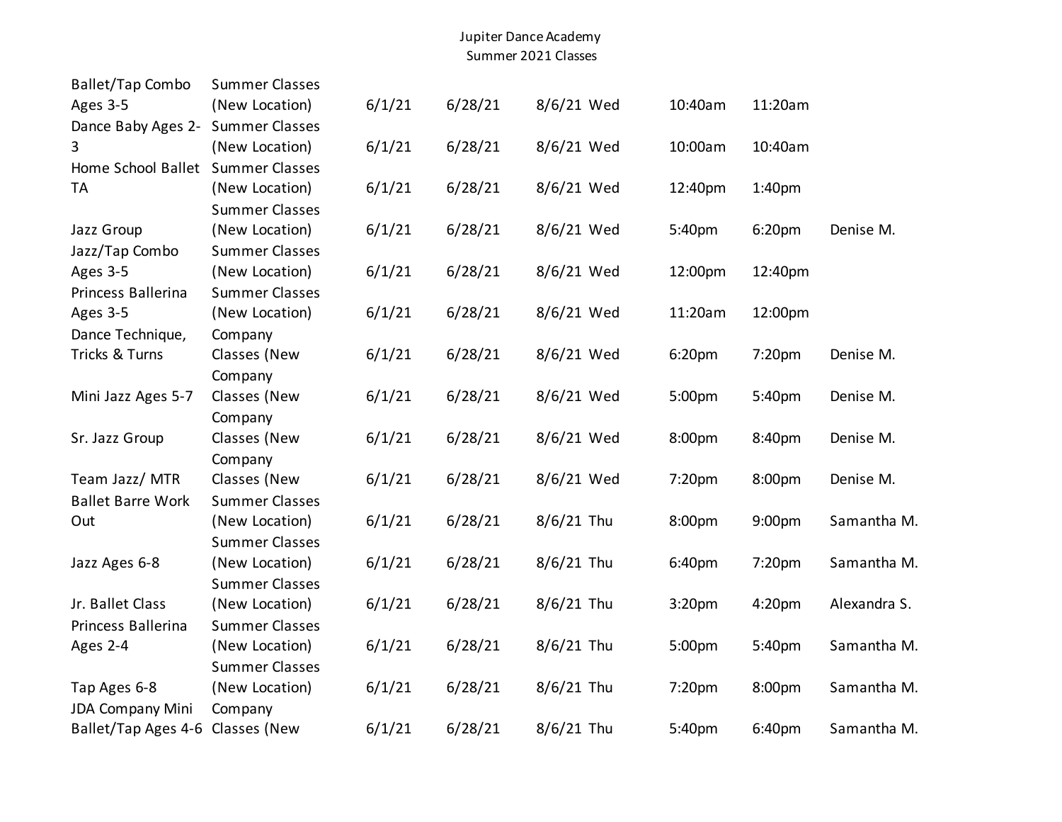Jupiter Dance Academy
Summer 2021 Classes

| | | | | | | | |
|---|---|---|---|---|---|---|---|
| Ballet/Tap Combo Ages 3-5 | Summer Classes (New Location) | 6/1/21 | 6/28/21 | 8/6/21 Wed | 10:40am | 11:20am | |
| Dance Baby Ages 2-3 | Summer Classes (New Location) | 6/1/21 | 6/28/21 | 8/6/21 Wed | 10:00am | 10:40am | |
| Home School Ballet TA | Summer Classes (New Location) | 6/1/21 | 6/28/21 | 8/6/21 Wed | 12:40pm | 1:40pm | |
| Jazz Group | Summer Classes (New Location) | 6/1/21 | 6/28/21 | 8/6/21 Wed | 5:40pm | 6:20pm | Denise M. |
| Jazz/Tap Combo Ages 3-5 | Summer Classes (New Location) | 6/1/21 | 6/28/21 | 8/6/21 Wed | 12:00pm | 12:40pm | |
| Princess Ballerina Ages 3-5 | Summer Classes (New Location) | 6/1/21 | 6/28/21 | 8/6/21 Wed | 11:20am | 12:00pm | |
| Dance Technique, Tricks & Turns | Company Classes (New | 6/1/21 | 6/28/21 | 8/6/21 Wed | 6:20pm | 7:20pm | Denise M. |
| Mini Jazz Ages 5-7 | Company Classes (New | 6/1/21 | 6/28/21 | 8/6/21 Wed | 5:00pm | 5:40pm | Denise M. |
| Sr. Jazz Group | Company Classes (New | 6/1/21 | 6/28/21 | 8/6/21 Wed | 8:00pm | 8:40pm | Denise M. |
| Team Jazz/ MTR | Company Classes (New | 6/1/21 | 6/28/21 | 8/6/21 Wed | 7:20pm | 8:00pm | Denise M. |
| Ballet Barre Work Out | Summer Classes (New Location) | 6/1/21 | 6/28/21 | 8/6/21 Thu | 8:00pm | 9:00pm | Samantha M. |
| Jazz Ages 6-8 | Summer Classes (New Location) | 6/1/21 | 6/28/21 | 8/6/21 Thu | 6:40pm | 7:20pm | Samantha M. |
| Jr. Ballet Class | Summer Classes (New Location) | 6/1/21 | 6/28/21 | 8/6/21 Thu | 3:20pm | 4:20pm | Alexandra S. |
| Princess Ballerina Ages 2-4 | Summer Classes (New Location) | 6/1/21 | 6/28/21 | 8/6/21 Thu | 5:00pm | 5:40pm | Samantha M. |
| Tap Ages 6-8 | Summer Classes (New Location) | 6/1/21 | 6/28/21 | 8/6/21 Thu | 7:20pm | 8:00pm | Samantha M. |
| JDA Company Mini Ballet/Tap Ages 4-6 | Company Classes (New | 6/1/21 | 6/28/21 | 8/6/21 Thu | 5:40pm | 6:40pm | Samantha M. |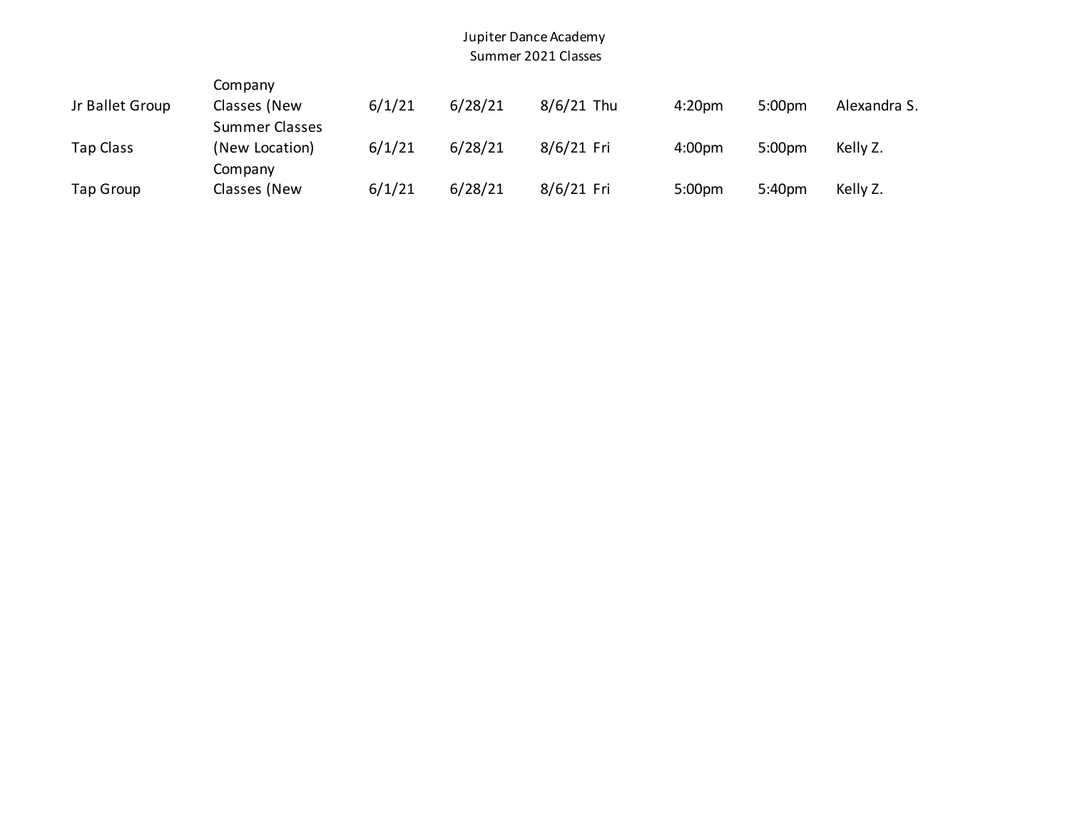Jupiter Dance Academy
Summer 2021 Classes

| | | | | | | | | |
|---|---|---|---|---|---|---|---|---|
| Jr Ballet Group | Company Classes (New | 6/1/21 | 6/28/21 | 8/6/21 | Thu | 4:20pm | 5:00pm | Alexandra S. |
| Tap Class | Summer Classes (New Location) | 6/1/21 | 6/28/21 | 8/6/21 | Fri | 4:00pm | 5:00pm | Kelly Z. |
| Tap Group | Company Classes (New | 6/1/21 | 6/28/21 | 8/6/21 | Fri | 5:00pm | 5:40pm | Kelly Z. |